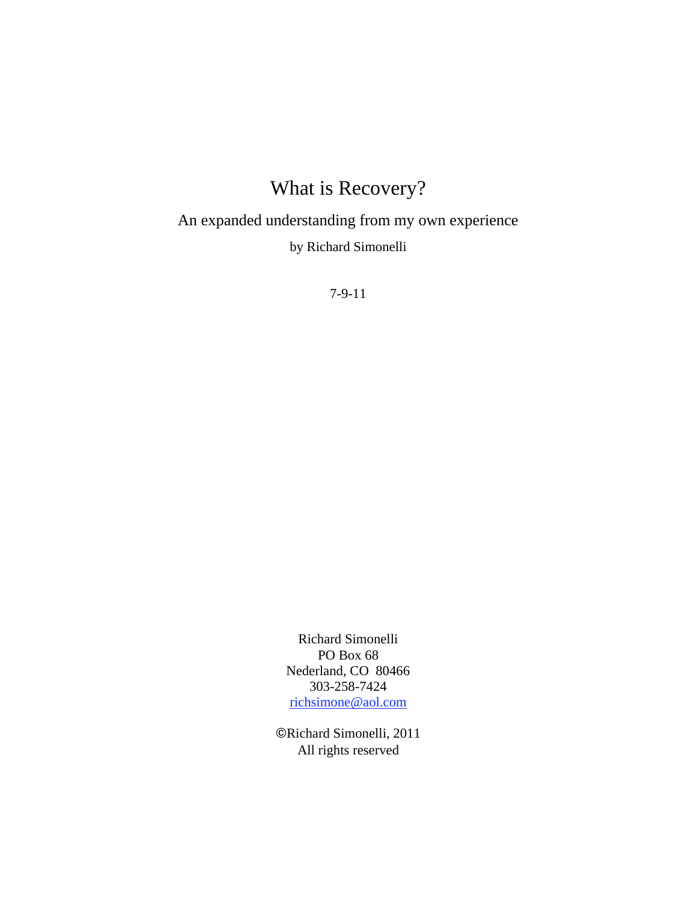# What is Recovery?

## An expanded understanding from my own experience

by Richard Simonelli

7-9-11

Richard Simonelli
PO Box 68
Nederland, CO 80466
303-258-7424
richsimone@aol.com

©Richard Simonelli, 2011
All rights reserved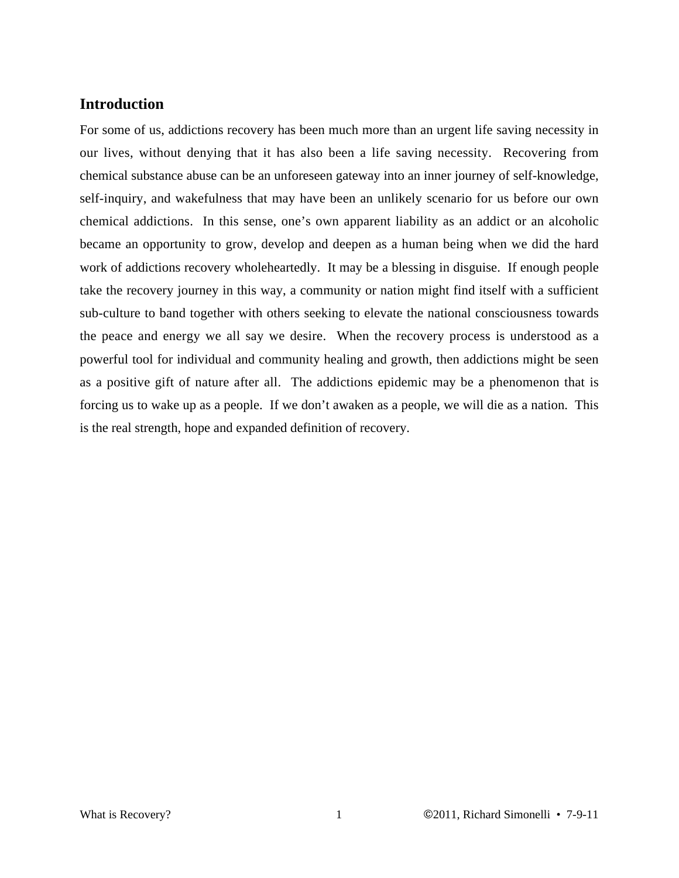## Introduction

For some of us, addictions recovery has been much more than an urgent life saving necessity in our lives, without denying that it has also been a life saving necessity. Recovering from chemical substance abuse can be an unforeseen gateway into an inner journey of self-knowledge, self-inquiry, and wakefulness that may have been an unlikely scenario for us before our own chemical addictions. In this sense, one's own apparent liability as an addict or an alcoholic became an opportunity to grow, develop and deepen as a human being when we did the hard work of addictions recovery wholeheartedly. It may be a blessing in disguise. If enough people take the recovery journey in this way, a community or nation might find itself with a sufficient sub-culture to band together with others seeking to elevate the national consciousness towards the peace and energy we all say we desire. When the recovery process is understood as a powerful tool for individual and community healing and growth, then addictions might be seen as a positive gift of nature after all. The addictions epidemic may be a phenomenon that is forcing us to wake up as a people. If we don't awaken as a people, we will die as a nation. This is the real strength, hope and expanded definition of recovery.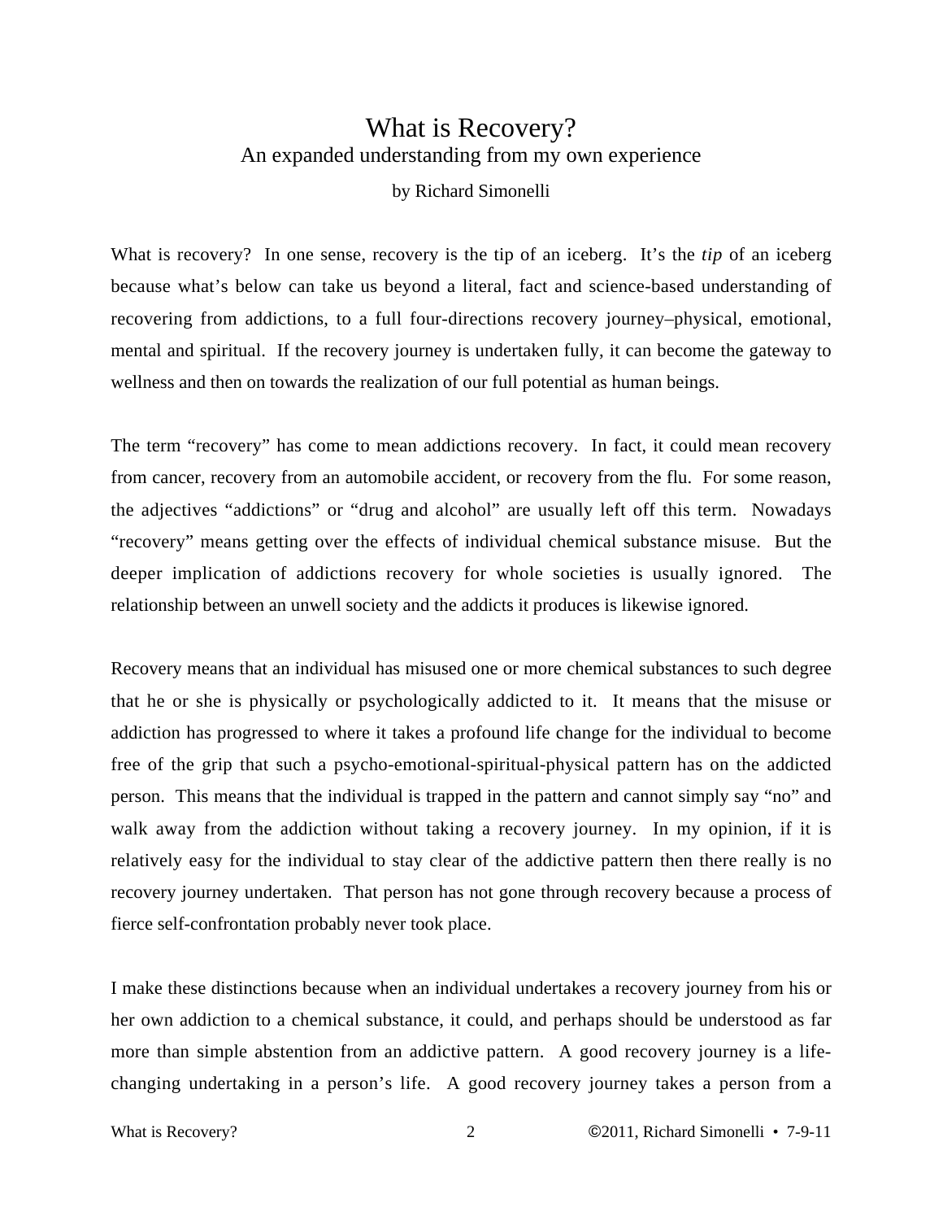# What is Recovery?

## An expanded understanding from my own experience

by Richard Simonelli

What is recovery? In one sense, recovery is the tip of an iceberg. It's the *tip* of an iceberg because what's below can take us beyond a literal, fact and science-based understanding of recovering from addictions, to a full four-directions recovery journey–physical, emotional, mental and spiritual. If the recovery journey is undertaken fully, it can become the gateway to wellness and then on towards the realization of our full potential as human beings.

The term "recovery" has come to mean addictions recovery. In fact, it could mean recovery from cancer, recovery from an automobile accident, or recovery from the flu. For some reason, the adjectives "addictions" or "drug and alcohol" are usually left off this term. Nowadays "recovery" means getting over the effects of individual chemical substance misuse. But the deeper implication of addictions recovery for whole societies is usually ignored. The relationship between an unwell society and the addicts it produces is likewise ignored.

Recovery means that an individual has misused one or more chemical substances to such degree that he or she is physically or psychologically addicted to it. It means that the misuse or addiction has progressed to where it takes a profound life change for the individual to become free of the grip that such a psycho-emotional-spiritual-physical pattern has on the addicted person. This means that the individual is trapped in the pattern and cannot simply say "no" and walk away from the addiction without taking a recovery journey. In my opinion, if it is relatively easy for the individual to stay clear of the addictive pattern then there really is no recovery journey undertaken. That person has not gone through recovery because a process of fierce self-confrontation probably never took place.

I make these distinctions because when an individual undertakes a recovery journey from his or her own addiction to a chemical substance, it could, and perhaps should be understood as far more than simple abstention from an addictive pattern. A good recovery journey is a life-changing undertaking in a person's life. A good recovery journey takes a person from a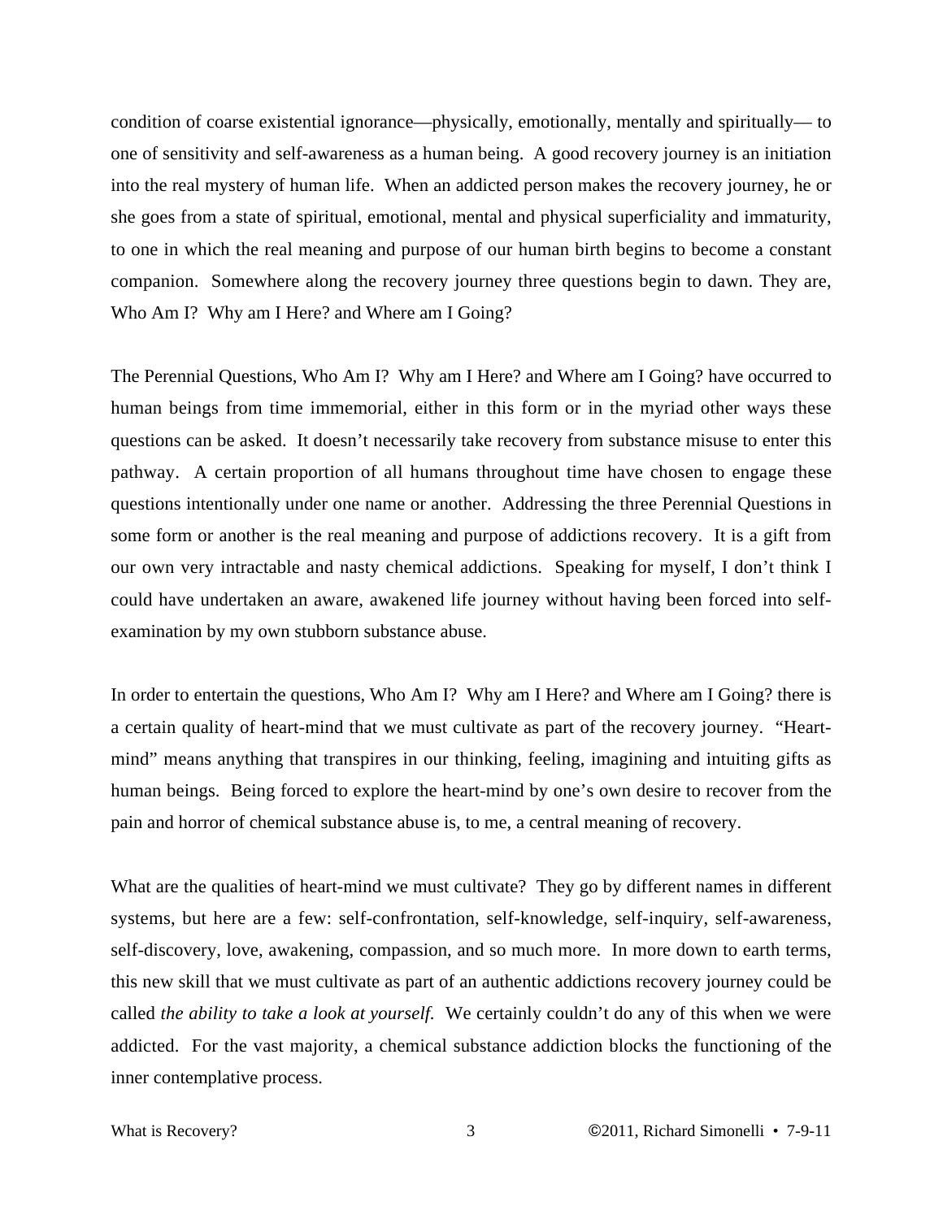condition of coarse existential ignorance—physically, emotionally, mentally and spiritually— to one of sensitivity and self-awareness as a human being. A good recovery journey is an initiation into the real mystery of human life. When an addicted person makes the recovery journey, he or she goes from a state of spiritual, emotional, mental and physical superficiality and immaturity, to one in which the real meaning and purpose of our human birth begins to become a constant companion. Somewhere along the recovery journey three questions begin to dawn. They are, Who Am I? Why am I Here? and Where am I Going?

The Perennial Questions, Who Am I? Why am I Here? and Where am I Going? have occurred to human beings from time immemorial, either in this form or in the myriad other ways these questions can be asked. It doesn't necessarily take recovery from substance misuse to enter this pathway. A certain proportion of all humans throughout time have chosen to engage these questions intentionally under one name or another. Addressing the three Perennial Questions in some form or another is the real meaning and purpose of addictions recovery. It is a gift from our own very intractable and nasty chemical addictions. Speaking for myself, I don't think I could have undertaken an aware, awakened life journey without having been forced into self-examination by my own stubborn substance abuse.

In order to entertain the questions, Who Am I? Why am I Here? and Where am I Going? there is a certain quality of heart-mind that we must cultivate as part of the recovery journey. "Heart-mind" means anything that transpires in our thinking, feeling, imagining and intuiting gifts as human beings. Being forced to explore the heart-mind by one's own desire to recover from the pain and horror of chemical substance abuse is, to me, a central meaning of recovery.

What are the qualities of heart-mind we must cultivate? They go by different names in different systems, but here are a few: self-confrontation, self-knowledge, self-inquiry, self-awareness, self-discovery, love, awakening, compassion, and so much more. In more down to earth terms, this new skill that we must cultivate as part of an authentic addictions recovery journey could be called *the ability to take a look at yourself.* We certainly couldn't do any of this when we were addicted. For the vast majority, a chemical substance addiction blocks the functioning of the inner contemplative process.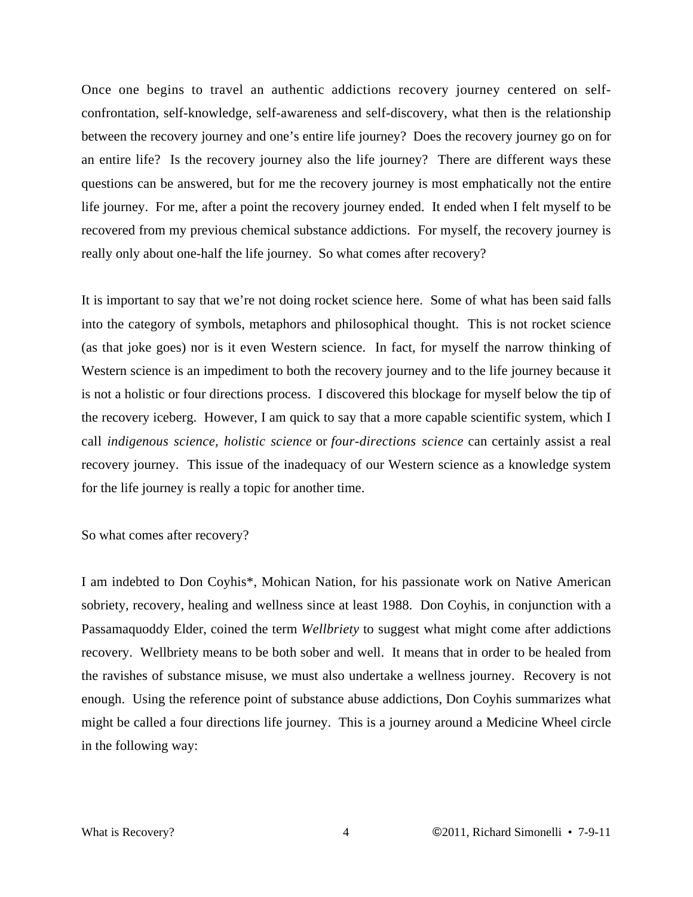Once one begins to travel an authentic addictions recovery journey centered on self-confrontation, self-knowledge, self-awareness and self-discovery, what then is the relationship between the recovery journey and one's entire life journey? Does the recovery journey go on for an entire life? Is the recovery journey also the life journey? There are different ways these questions can be answered, but for me the recovery journey is most emphatically not the entire life journey. For me, after a point the recovery journey ended. It ended when I felt myself to be recovered from my previous chemical substance addictions. For myself, the recovery journey is really only about one-half the life journey. So what comes after recovery?

It is important to say that we're not doing rocket science here. Some of what has been said falls into the category of symbols, metaphors and philosophical thought. This is not rocket science (as that joke goes) nor is it even Western science. In fact, for myself the narrow thinking of Western science is an impediment to both the recovery journey and to the life journey because it is not a holistic or four directions process. I discovered this blockage for myself below the tip of the recovery iceberg. However, I am quick to say that a more capable scientific system, which I call *indigenous science, holistic science* or *four-directions science* can certainly assist a real recovery journey. This issue of the inadequacy of our Western science as a knowledge system for the life journey is really a topic for another time.

So what comes after recovery?

I am indebted to Don Coyhis*, Mohican Nation, for his passionate work on Native American sobriety, recovery, healing and wellness since at least 1988. Don Coyhis, in conjunction with a Passamaquoddy Elder, coined the term *Wellbriety* to suggest what might come after addictions recovery. Wellbriety means to be both sober and well. It means that in order to be healed from the ravishes of substance misuse, we must also undertake a wellness journey. Recovery is not enough. Using the reference point of substance abuse addictions, Don Coyhis summarizes what might be called a four directions life journey. This is a journey around a Medicine Wheel circle in the following way: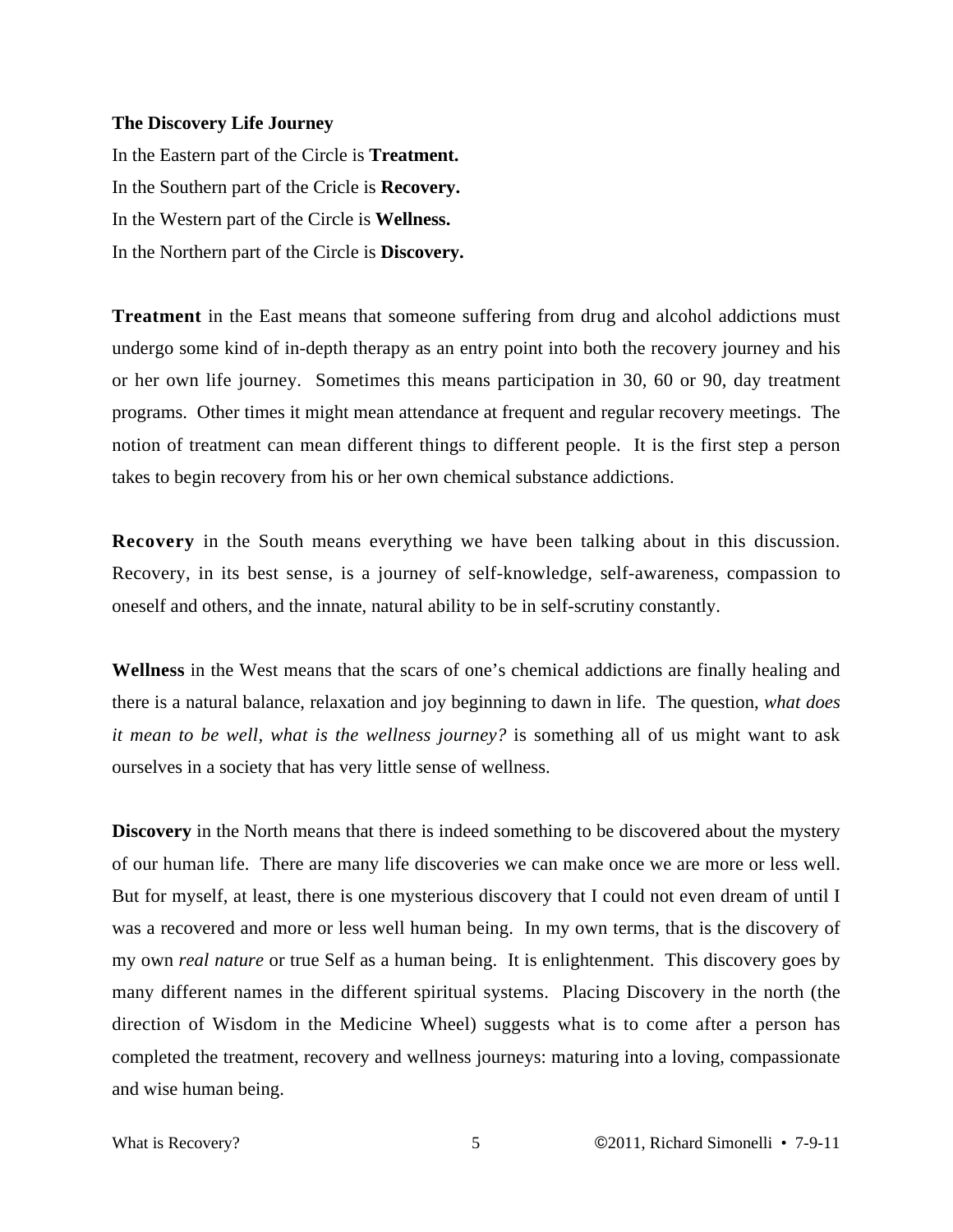**The Discovery Life Journey**

In the Eastern part of the Circle is **Treatment.**
In the Southern part of the Cricle is **Recovery.**
In the Western part of the Circle is **Wellness.**
In the Northern part of the Circle is **Discovery.**

**Treatment** in the East means that someone suffering from drug and alcohol addictions must undergo some kind of in-depth therapy as an entry point into both the recovery journey and his or her own life journey. Sometimes this means participation in 30, 60 or 90, day treatment programs. Other times it might mean attendance at frequent and regular recovery meetings. The notion of treatment can mean different things to different people. It is the first step a person takes to begin recovery from his or her own chemical substance addictions.

**Recovery** in the South means everything we have been talking about in this discussion. Recovery, in its best sense, is a journey of self-knowledge, self-awareness, compassion to oneself and others, and the innate, natural ability to be in self-scrutiny constantly.

**Wellness** in the West means that the scars of one's chemical addictions are finally healing and there is a natural balance, relaxation and joy beginning to dawn in life. The question, *what does it mean to be well, what is the wellness journey?* is something all of us might want to ask ourselves in a society that has very little sense of wellness.

**Discovery** in the North means that there is indeed something to be discovered about the mystery of our human life. There are many life discoveries we can make once we are more or less well. But for myself, at least, there is one mysterious discovery that I could not even dream of until I was a recovered and more or less well human being. In my own terms, that is the discovery of my own *real nature* or true Self as a human being. It is enlightenment. This discovery goes by many different names in the different spiritual systems. Placing Discovery in the north (the direction of Wisdom in the Medicine Wheel) suggests what is to come after a person has completed the treatment, recovery and wellness journeys: maturing into a loving, compassionate and wise human being.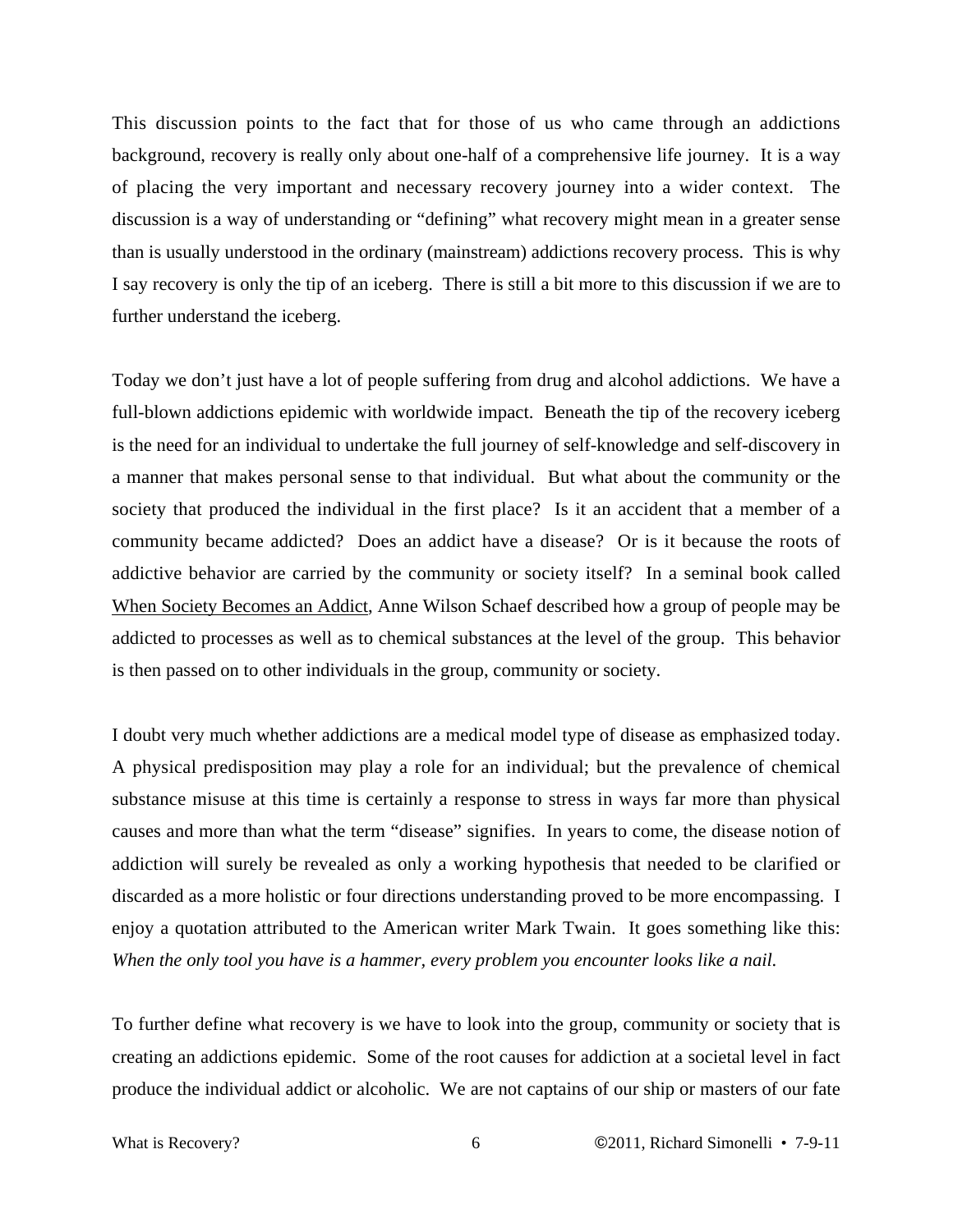This discussion points to the fact that for those of us who came through an addictions background, recovery is really only about one-half of a comprehensive life journey. It is a way of placing the very important and necessary recovery journey into a wider context. The discussion is a way of understanding or "defining" what recovery might mean in a greater sense than is usually understood in the ordinary (mainstream) addictions recovery process. This is why I say recovery is only the tip of an iceberg. There is still a bit more to this discussion if we are to further understand the iceberg.

Today we don't just have a lot of people suffering from drug and alcohol addictions. We have a full-blown addictions epidemic with worldwide impact. Beneath the tip of the recovery iceberg is the need for an individual to undertake the full journey of self-knowledge and self-discovery in a manner that makes personal sense to that individual. But what about the community or the society that produced the individual in the first place? Is it an accident that a member of a community became addicted? Does an addict have a disease? Or is it because the roots of addictive behavior are carried by the community or society itself? In a seminal book called When Society Becomes an Addict, Anne Wilson Schaef described how a group of people may be addicted to processes as well as to chemical substances at the level of the group. This behavior is then passed on to other individuals in the group, community or society.

I doubt very much whether addictions are a medical model type of disease as emphasized today. A physical predisposition may play a role for an individual; but the prevalence of chemical substance misuse at this time is certainly a response to stress in ways far more than physical causes and more than what the term "disease" signifies. In years to come, the disease notion of addiction will surely be revealed as only a working hypothesis that needed to be clarified or discarded as a more holistic or four directions understanding proved to be more encompassing. I enjoy a quotation attributed to the American writer Mark Twain. It goes something like this: *When the only tool you have is a hammer, every problem you encounter looks like a nail.*

To further define what recovery is we have to look into the group, community or society that is creating an addictions epidemic. Some of the root causes for addiction at a societal level in fact produce the individual addict or alcoholic. We are not captains of our ship or masters of our fate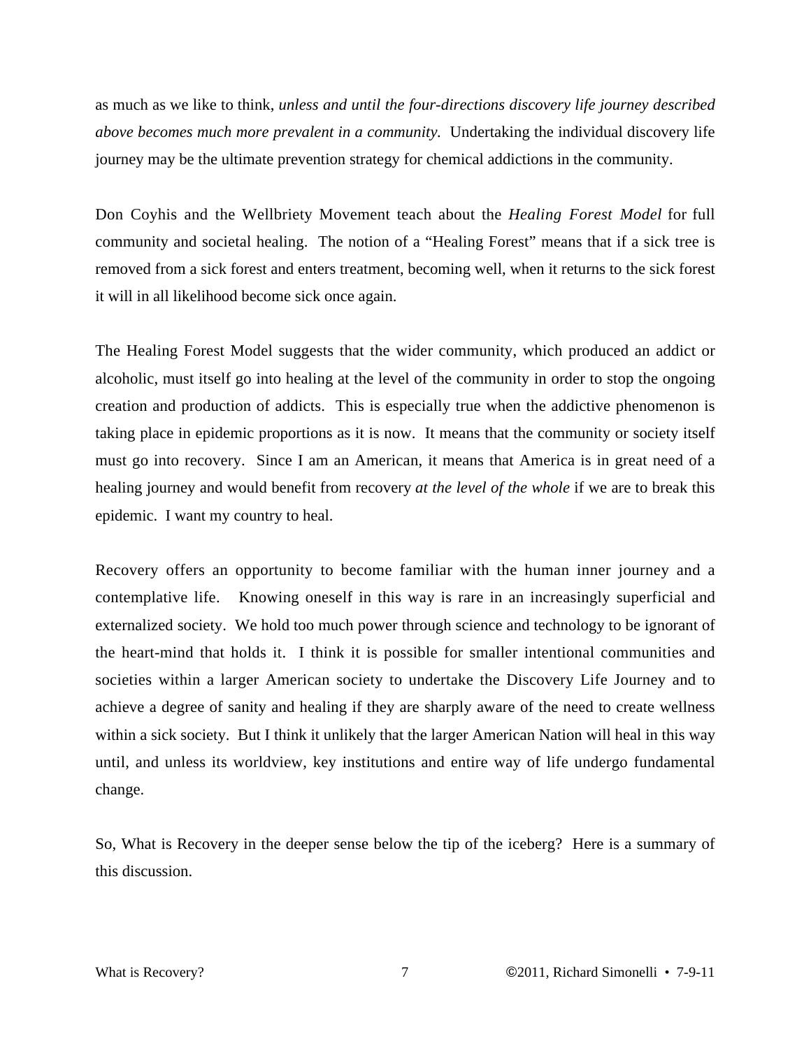as much as we like to think, *unless and until the four-directions discovery life journey described above becomes much more prevalent in a community.* Undertaking the individual discovery life journey may be the ultimate prevention strategy for chemical addictions in the community.

Don Coyhis and the Wellbriety Movement teach about the *Healing Forest Model* for full community and societal healing. The notion of a "Healing Forest" means that if a sick tree is removed from a sick forest and enters treatment, becoming well, when it returns to the sick forest it will in all likelihood become sick once again.

The Healing Forest Model suggests that the wider community, which produced an addict or alcoholic, must itself go into healing at the level of the community in order to stop the ongoing creation and production of addicts. This is especially true when the addictive phenomenon is taking place in epidemic proportions as it is now. It means that the community or society itself must go into recovery. Since I am an American, it means that America is in great need of a healing journey and would benefit from recovery *at the level of the whole* if we are to break this epidemic. I want my country to heal.

Recovery offers an opportunity to become familiar with the human inner journey and a contemplative life. Knowing oneself in this way is rare in an increasingly superficial and externalized society. We hold too much power through science and technology to be ignorant of the heart-mind that holds it. I think it is possible for smaller intentional communities and societies within a larger American society to undertake the Discovery Life Journey and to achieve a degree of sanity and healing if they are sharply aware of the need to create wellness within a sick society. But I think it unlikely that the larger American Nation will heal in this way until, and unless its worldview, key institutions and entire way of life undergo fundamental change.

So, What is Recovery in the deeper sense below the tip of the iceberg? Here is a summary of this discussion.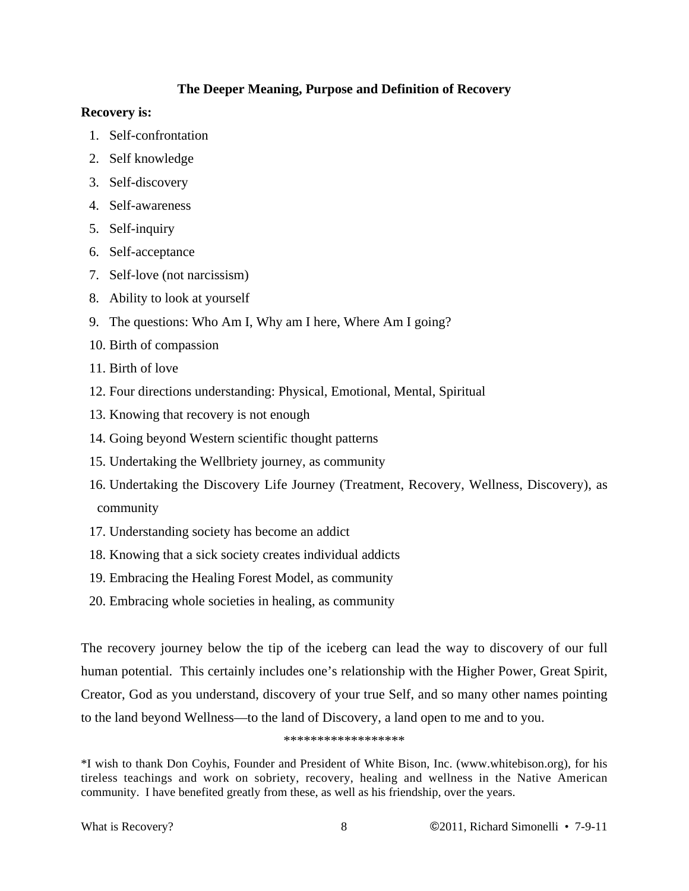## The Deeper Meaning, Purpose and Definition of Recovery

**Recovery is:**

1. Self-confrontation
2. Self knowledge
3. Self-discovery
4. Self-awareness
5. Self-inquiry
6. Self-acceptance
7. Self-love (not narcissism)
8. Ability to look at yourself
9. The questions: Who Am I, Why am I here, Where Am I going?
10. Birth of compassion
11. Birth of love
12. Four directions understanding: Physical, Emotional, Mental, Spiritual
13. Knowing that recovery is not enough
14. Going beyond Western scientific thought patterns
15. Undertaking the Wellbriety journey, as community
16. Undertaking the Discovery Life Journey (Treatment, Recovery, Wellness, Discovery), as community
17. Understanding society has become an addict
18. Knowing that a sick society creates individual addicts
19. Embracing the Healing Forest Model, as community
20. Embracing whole societies in healing, as community

The recovery journey below the tip of the iceberg can lead the way to discovery of our full human potential. This certainly includes one's relationship with the Higher Power, Great Spirit, Creator, God as you understand, discovery of your true Self, and so many other names pointing to the land beyond Wellness—to the land of Discovery, a land open to me and to you.

******************

*I wish to thank Don Coyhis, Founder and President of White Bison, Inc. (www.whitebison.org), for his tireless teachings and work on sobriety, recovery, healing and wellness in the Native American community. I have benefited greatly from these, as well as his friendship, over the years.